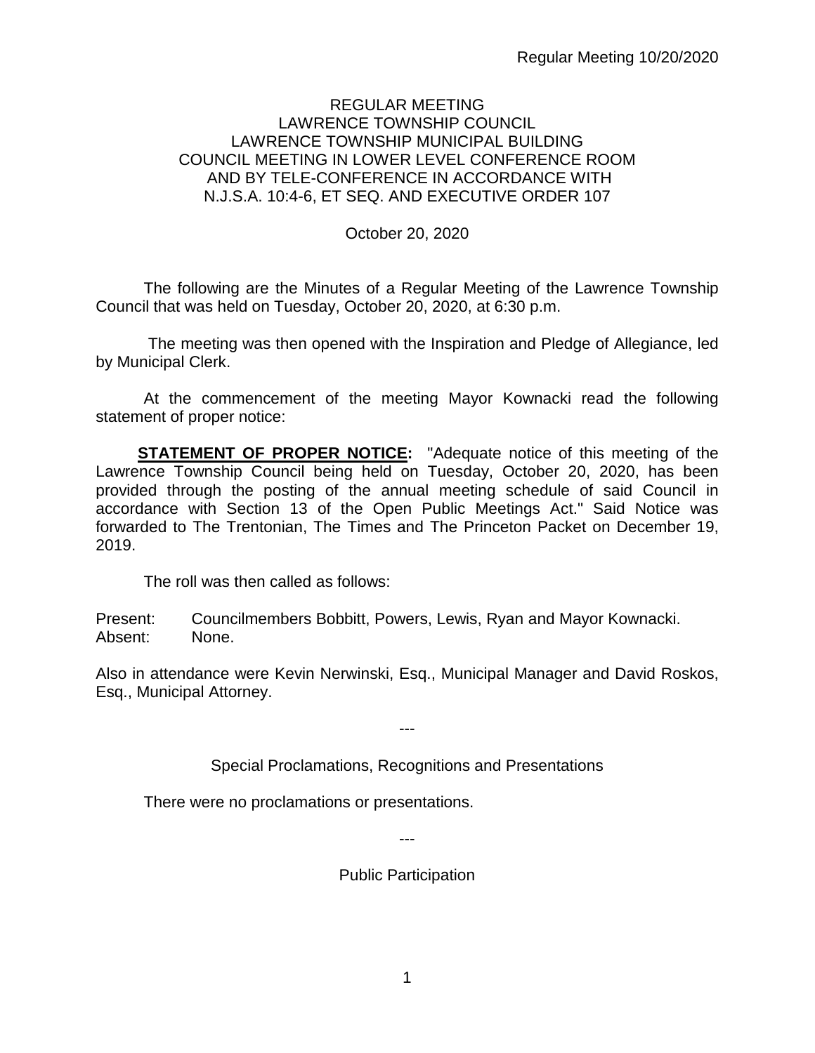REGULAR MEETING
LAWRENCE TOWNSHIP COUNCIL
LAWRENCE TOWNSHIP MUNICIPAL BUILDING
COUNCIL MEETING IN LOWER LEVEL CONFERENCE ROOM
AND BY TELE-CONFERENCE IN ACCORDANCE WITH
N.J.S.A. 10:4-6, ET SEQ. AND EXECUTIVE ORDER 107

October 20, 2020

The following are the Minutes of a Regular Meeting of the Lawrence Township Council that was held on Tuesday, October 20, 2020, at 6:30 p.m.

The meeting was then opened with the Inspiration and Pledge of Allegiance, led by Municipal Clerk.

At the commencement of the meeting Mayor Kownacki read the following statement of proper notice:

**STATEMENT OF PROPER NOTICE:** "Adequate notice of this meeting of the Lawrence Township Council being held on Tuesday, October 20, 2020, has been provided through the posting of the annual meeting schedule of said Council in accordance with Section 13 of the Open Public Meetings Act." Said Notice was forwarded to The Trentonian, The Times and The Princeton Packet on December 19, 2019.

The roll was then called as follows:

Present: Councilmembers Bobbitt, Powers, Lewis, Ryan and Mayor Kownacki.
Absent: None.

Also in attendance were Kevin Nerwinski, Esq., Municipal Manager and David Roskos, Esq., Municipal Attorney.

---

Special Proclamations, Recognitions and Presentations

There were no proclamations or presentations.

---

Public Participation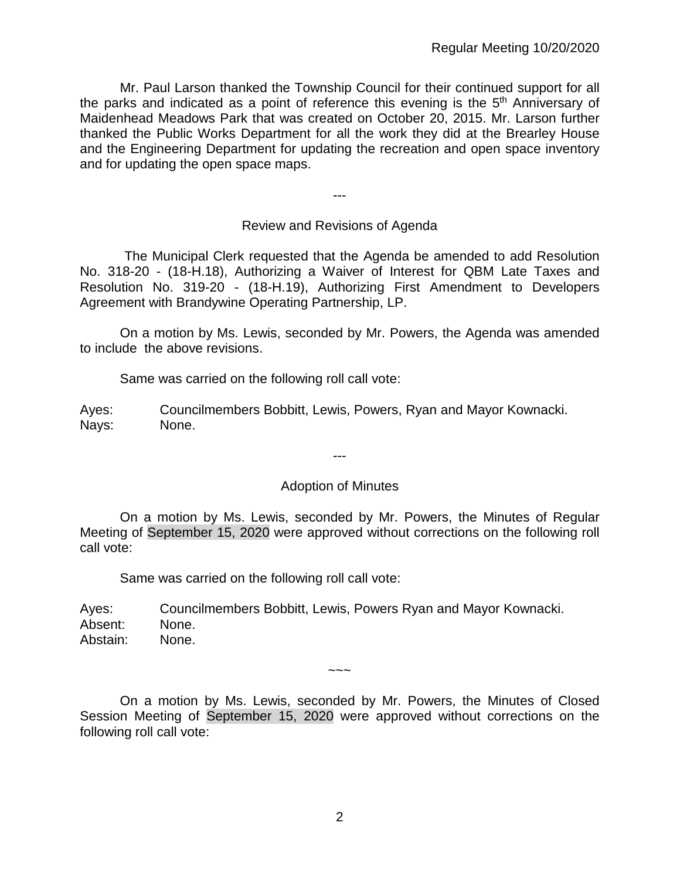Mr. Paul Larson thanked the Township Council for their continued support for all the parks and indicated as a point of reference this evening is the 5th Anniversary of Maidenhead Meadows Park that was created on October 20, 2015. Mr. Larson further thanked the Public Works Department for all the work they did at the Brearley House and the Engineering Department for updating the recreation and open space inventory and for updating the open space maps.

---

## Review and Revisions of Agenda

The Municipal Clerk requested that the Agenda be amended to add Resolution No. 318-20 - (18-H.18), Authorizing a Waiver of Interest for QBM Late Taxes and Resolution No. 319-20 - (18-H.19), Authorizing First Amendment to Developers Agreement with Brandywine Operating Partnership, LP.

On a motion by Ms. Lewis, seconded by Mr. Powers, the Agenda was amended to include the above revisions.

Same was carried on the following roll call vote:

Ayes: Councilmembers Bobbitt, Lewis, Powers, Ryan and Mayor Kownacki.
Nays: None.

---

## Adoption of Minutes

On a motion by Ms. Lewis, seconded by Mr. Powers, the Minutes of Regular Meeting of September 15, 2020 were approved without corrections on the following roll call vote:

Same was carried on the following roll call vote:

Ayes: Councilmembers Bobbitt, Lewis, Powers Ryan and Mayor Kownacki.
Absent: None.
Abstain: None.

~~~

On a motion by Ms. Lewis, seconded by Mr. Powers, the Minutes of Closed Session Meeting of September 15, 2020 were approved without corrections on the following roll call vote: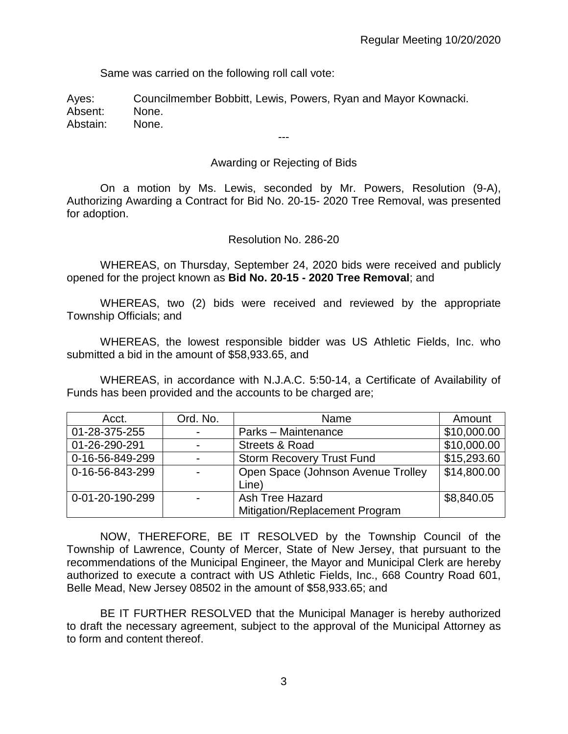Same was carried on the following roll call vote:

Ayes: Councilmember Bobbitt, Lewis, Powers, Ryan and Mayor Kownacki.
Absent: None.
Abstain: None.

---

Awarding or Rejecting of Bids

On a motion by Ms. Lewis, seconded by Mr. Powers, Resolution (9-A), Authorizing Awarding a Contract for Bid No. 20-15- 2020 Tree Removal, was presented for adoption.

Resolution No. 286-20

WHEREAS, on Thursday, September 24, 2020 bids were received and publicly opened for the project known as **Bid No. 20-15 - 2020 Tree Removal**; and

WHEREAS, two (2) bids were received and reviewed by the appropriate Township Officials; and

WHEREAS, the lowest responsible bidder was US Athletic Fields, Inc. who submitted a bid in the amount of $58,933.65, and

WHEREAS, in accordance with N.J.A.C. 5:50-14, a Certificate of Availability of Funds has been provided and the accounts to be charged are;

| Acct. | Ord. No. | Name | Amount |
|---|---|---|---|
| 01-28-375-255 | - | Parks – Maintenance | $10,000.00 |
| 01-26-290-291 | - | Streets & Road | $10,000.00 |
| 0-16-56-849-299 | - | Storm Recovery Trust Fund | $15,293.60 |
| 0-16-56-843-299 | - | Open Space (Johnson Avenue Trolley Line) | $14,800.00 |
| 0-01-20-190-299 | - | Ash Tree Hazard Mitigation/Replacement Program | $8,840.05 |

NOW, THEREFORE, BE IT RESOLVED by the Township Council of the Township of Lawrence, County of Mercer, State of New Jersey, that pursuant to the recommendations of the Municipal Engineer, the Mayor and Municipal Clerk are hereby authorized to execute a contract with US Athletic Fields, Inc., 668 Country Road 601, Belle Mead, New Jersey 08502 in the amount of $58,933.65; and

BE IT FURTHER RESOLVED that the Municipal Manager is hereby authorized to draft the necessary agreement, subject to the approval of the Municipal Attorney as to form and content thereof.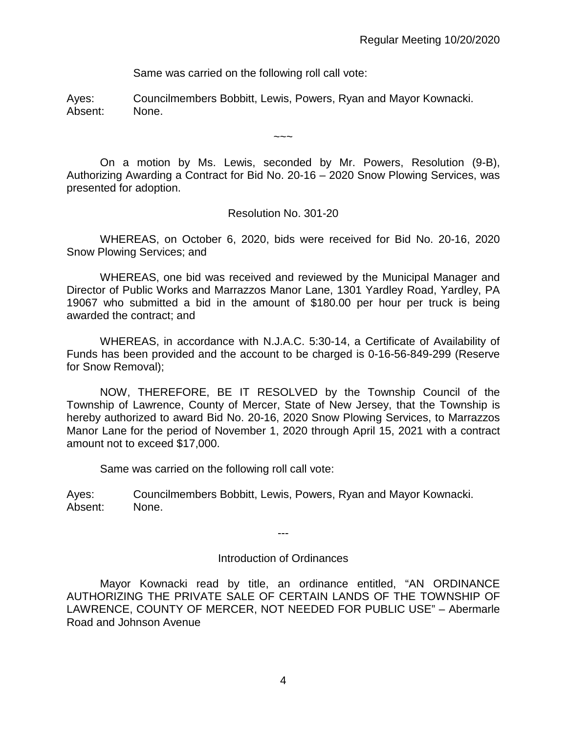Same was carried on the following roll call vote:

Ayes: Councilmembers Bobbitt, Lewis, Powers, Ryan and Mayor Kownacki.
Absent: None.

~~~

On a motion by Ms. Lewis, seconded by Mr. Powers, Resolution (9-B), Authorizing Awarding a Contract for Bid No. 20-16 – 2020 Snow Plowing Services, was presented for adoption.

Resolution No. 301-20

WHEREAS, on October 6, 2020, bids were received for Bid No. 20-16, 2020 Snow Plowing Services; and

WHEREAS, one bid was received and reviewed by the Municipal Manager and Director of Public Works and Marrazzos Manor Lane, 1301 Yardley Road, Yardley, PA 19067 who submitted a bid in the amount of $180.00 per hour per truck is being awarded the contract; and

WHEREAS, in accordance with N.J.A.C. 5:30-14, a Certificate of Availability of Funds has been provided and the account to be charged is 0-16-56-849-299 (Reserve for Snow Removal);

NOW, THEREFORE, BE IT RESOLVED by the Township Council of the Township of Lawrence, County of Mercer, State of New Jersey, that the Township is hereby authorized to award Bid No. 20-16, 2020 Snow Plowing Services, to Marrazzos Manor Lane for the period of November 1, 2020 through April 15, 2021 with a contract amount not to exceed $17,000.

Same was carried on the following roll call vote:

Ayes: Councilmembers Bobbitt, Lewis, Powers, Ryan and Mayor Kownacki.
Absent: None.

---

Introduction of Ordinances

Mayor Kownacki read by title, an ordinance entitled, "AN ORDINANCE AUTHORIZING THE PRIVATE SALE OF CERTAIN LANDS OF THE TOWNSHIP OF LAWRENCE, COUNTY OF MERCER, NOT NEEDED FOR PUBLIC USE" – Abermarle Road and Johnson Avenue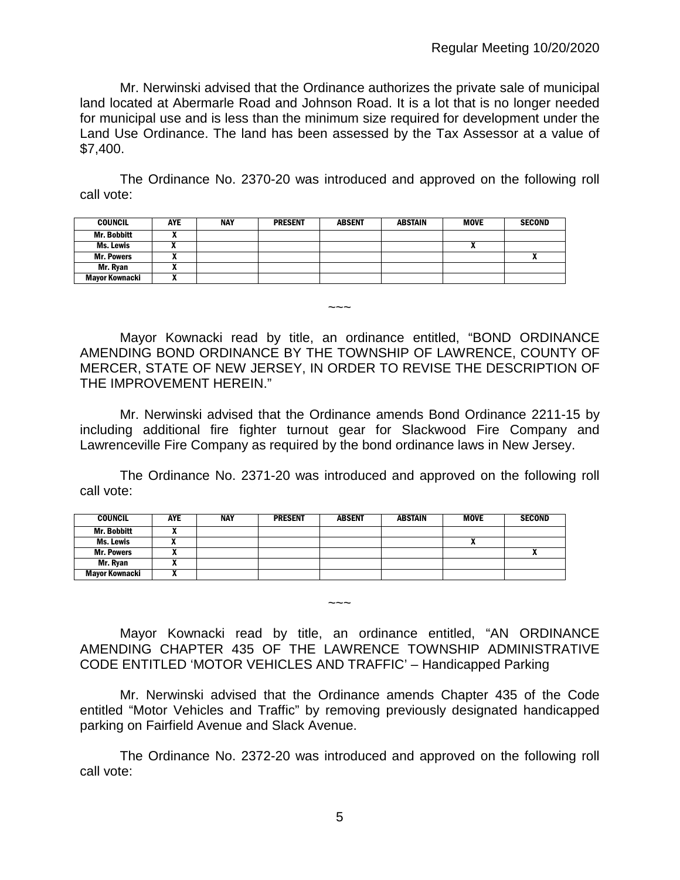Mr. Nerwinski advised that the Ordinance authorizes the private sale of municipal land located at Abermarle Road and Johnson Road. It is a lot that is no longer needed for municipal use and is less than the minimum size required for development under the Land Use Ordinance. The land has been assessed by the Tax Assessor at a value of $7,400.

The Ordinance No. 2370-20 was introduced and approved on the following roll call vote:

| COUNCIL | AYE | NAY | PRESENT | ABSENT | ABSTAIN | MOVE | SECOND |
|---|---|---|---|---|---|---|---|
| Mr. Bobbitt | X | | | | | | |
| Ms. Lewis | X | | | | | X | |
| Mr. Powers | X | | | | | | X |
| Mr. Ryan | X | | | | | | |
| Mayor Kownacki | X | | | | | | |

~~~

Mayor Kownacki read by title, an ordinance entitled, "BOND ORDINANCE AMENDING BOND ORDINANCE BY THE TOWNSHIP OF LAWRENCE, COUNTY OF MERCER, STATE OF NEW JERSEY, IN ORDER TO REVISE THE DESCRIPTION OF THE IMPROVEMENT HEREIN."

Mr. Nerwinski advised that the Ordinance amends Bond Ordinance 2211-15 by including additional fire fighter turnout gear for Slackwood Fire Company and Lawrenceville Fire Company as required by the bond ordinance laws in New Jersey.

The Ordinance No. 2371-20 was introduced and approved on the following roll call vote:

| COUNCIL | AYE | NAY | PRESENT | ABSENT | ABSTAIN | MOVE | SECOND |
|---|---|---|---|---|---|---|---|
| Mr. Bobbitt | X | | | | | | |
| Ms. Lewis | X | | | | | X | |
| Mr. Powers | X | | | | | | X |
| Mr. Ryan | X | | | | | | |
| Mayor Kownacki | X | | | | | | |

~~~

Mayor Kownacki read by title, an ordinance entitled, "AN ORDINANCE AMENDING CHAPTER 435 OF THE LAWRENCE TOWNSHIP ADMINISTRATIVE CODE ENTITLED 'MOTOR VEHICLES AND TRAFFIC' – Handicapped Parking

Mr. Nerwinski advised that the Ordinance amends Chapter 435 of the Code entitled "Motor Vehicles and Traffic" by removing previously designated handicapped parking on Fairfield Avenue and Slack Avenue.

The Ordinance No. 2372-20 was introduced and approved on the following roll call vote: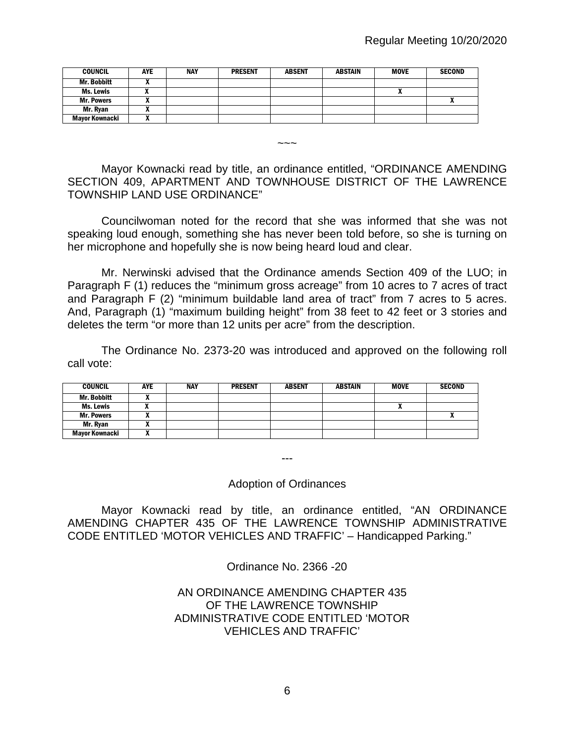| COUNCIL | AYE | NAY | PRESENT | ABSENT | ABSTAIN | MOVE | SECOND |
|---|---|---|---|---|---|---|---|
| Mr. Bobbitt | X | | | | | | |
| Ms. Lewis | X | | | | | X | |
| Mr. Powers | X | | | | | | X |
| Mr. Ryan | X | | | | | | |
| Mayor Kownacki | X | | | | | | |

~~~

Mayor Kownacki read by title, an ordinance entitled, "ORDINANCE AMENDING SECTION 409, APARTMENT AND TOWNHOUSE DISTRICT OF THE LAWRENCE TOWNSHIP LAND USE ORDINANCE"

Councilwoman noted for the record that she was informed that she was not speaking loud enough, something she has never been told before, so she is turning on her microphone and hopefully she is now being heard loud and clear.

Mr. Nerwinski advised that the Ordinance amends Section 409 of the LUO; in Paragraph F (1) reduces the "minimum gross acreage" from 10 acres to 7 acres of tract and Paragraph F (2) "minimum buildable land area of tract" from 7 acres to 5 acres. And, Paragraph (1) "maximum building height" from 38 feet to 42 feet or 3 stories and deletes the term "or more than 12 units per acre" from the description.

The Ordinance No. 2373-20 was introduced and approved on the following roll call vote:

| COUNCIL | AYE | NAY | PRESENT | ABSENT | ABSTAIN | MOVE | SECOND |
|---|---|---|---|---|---|---|---|
| Mr. Bobbitt | X | | | | | | |
| Ms. Lewis | X | | | | | X | |
| Mr. Powers | X | | | | | | X |
| Mr. Ryan | X | | | | | | |
| Mayor Kownacki | X | | | | | | |

---

## Adoption of Ordinances

Mayor Kownacki read by title, an ordinance entitled, "AN ORDINANCE AMENDING CHAPTER 435 OF THE LAWRENCE TOWNSHIP ADMINISTRATIVE CODE ENTITLED 'MOTOR VEHICLES AND TRAFFIC' – Handicapped Parking."

Ordinance No. 2366 -20

AN ORDINANCE AMENDING CHAPTER 435
OF THE LAWRENCE TOWNSHIP
ADMINISTRATIVE CODE ENTITLED 'MOTOR
VEHICLES AND TRAFFIC'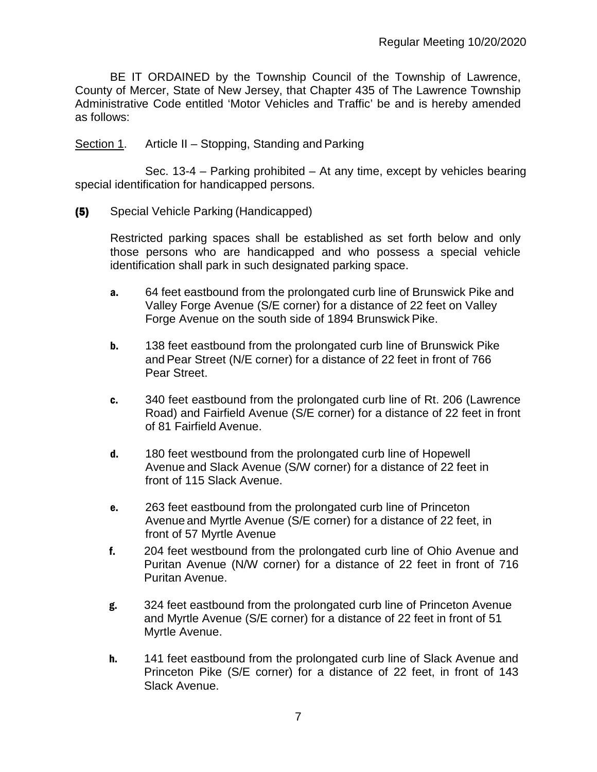BE IT ORDAINED by the Township Council of the Township of Lawrence, County of Mercer, State of New Jersey, that Chapter 435 of The Lawrence Township Administrative Code entitled 'Motor Vehicles and Traffic' be and is hereby amended as follows:

Section 1. Article II – Stopping, Standing and Parking

Sec. 13-4 – Parking prohibited – At any time, except by vehicles bearing special identification for handicapped persons.

**(5)** Special Vehicle Parking (Handicapped)

Restricted parking spaces shall be established as set forth below and only those persons who are handicapped and who possess a special vehicle identification shall park in such designated parking space.

**a.** 64 feet eastbound from the prolongated curb line of Brunswick Pike and Valley Forge Avenue (S/E corner) for a distance of 22 feet on Valley Forge Avenue on the south side of 1894 Brunswick Pike.

**b.** 138 feet eastbound from the prolongated curb line of Brunswick Pike and Pear Street (N/E corner) for a distance of 22 feet in front of 766 Pear Street.

**c.** 340 feet eastbound from the prolongated curb line of Rt. 206 (Lawrence Road) and Fairfield Avenue (S/E corner) for a distance of 22 feet in front of 81 Fairfield Avenue.

**d.** 180 feet westbound from the prolongated curb line of Hopewell Avenue and Slack Avenue (S/W corner) for a distance of 22 feet in front of 115 Slack Avenue.

**e.** 263 feet eastbound from the prolongated curb line of Princeton Avenue and Myrtle Avenue (S/E corner) for a distance of 22 feet, in front of 57 Myrtle Avenue

**f.** 204 feet westbound from the prolongated curb line of Ohio Avenue and Puritan Avenue (N/W corner) for a distance of 22 feet in front of 716 Puritan Avenue.

**g.** 324 feet eastbound from the prolongated curb line of Princeton Avenue and Myrtle Avenue (S/E corner) for a distance of 22 feet in front of 51 Myrtle Avenue.

**h.** 141 feet eastbound from the prolongated curb line of Slack Avenue and Princeton Pike (S/E corner) for a distance of 22 feet, in front of 143 Slack Avenue.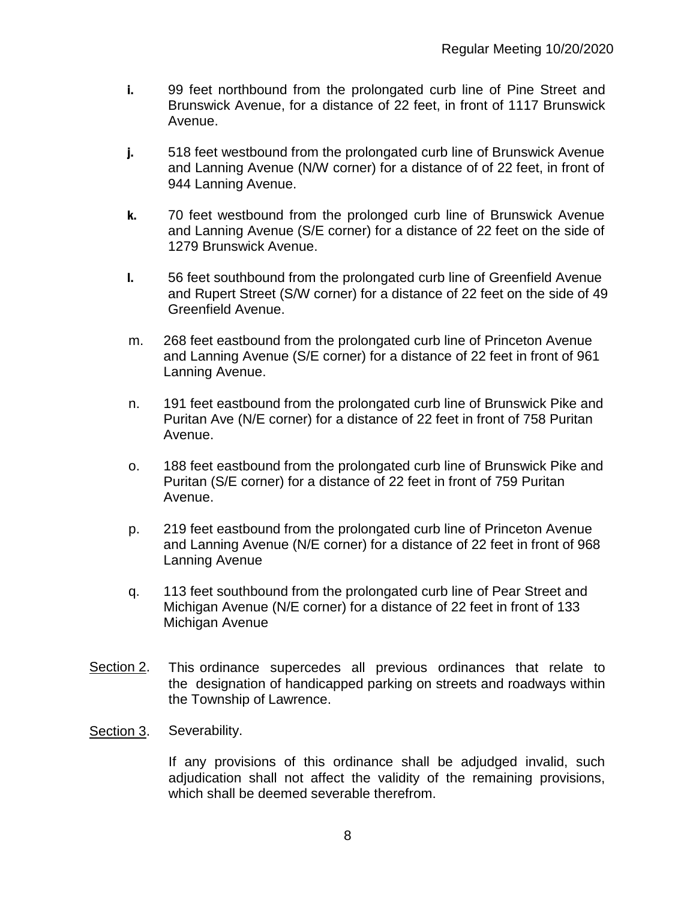**i.** 99 feet northbound from the prolongated curb line of Pine Street and Brunswick Avenue, for a distance of 22 feet, in front of 1117 Brunswick Avenue.

**j.** 518 feet westbound from the prolongated curb line of Brunswick Avenue and Lanning Avenue (N/W corner) for a distance of of 22 feet, in front of 944 Lanning Avenue.

**k.** 70 feet westbound from the prolonged curb line of Brunswick Avenue and Lanning Avenue (S/E corner) for a distance of 22 feet on the side of 1279 Brunswick Avenue.

**l.** 56 feet southbound from the prolongated curb line of Greenfield Avenue and Rupert Street (S/W corner) for a distance of 22 feet on the side of 49 Greenfield Avenue.

m. 268 feet eastbound from the prolongated curb line of Princeton Avenue and Lanning Avenue (S/E corner) for a distance of 22 feet in front of 961 Lanning Avenue.

n. 191 feet eastbound from the prolongated curb line of Brunswick Pike and Puritan Ave (N/E corner) for a distance of 22 feet in front of 758 Puritan Avenue.

o. 188 feet eastbound from the prolongated curb line of Brunswick Pike and Puritan (S/E corner) for a distance of 22 feet in front of 759 Puritan Avenue.

p. 219 feet eastbound from the prolongated curb line of Princeton Avenue and Lanning Avenue (N/E corner) for a distance of 22 feet in front of 968 Lanning Avenue

q. 113 feet southbound from the prolongated curb line of Pear Street and Michigan Avenue (N/E corner) for a distance of 22 feet in front of 133 Michigan Avenue

Section 2. This ordinance supercedes all previous ordinances that relate to the designation of handicapped parking on streets and roadways within the Township of Lawrence.

Section 3. Severability.

If any provisions of this ordinance shall be adjudged invalid, such adjudication shall not affect the validity of the remaining provisions, which shall be deemed severable therefrom.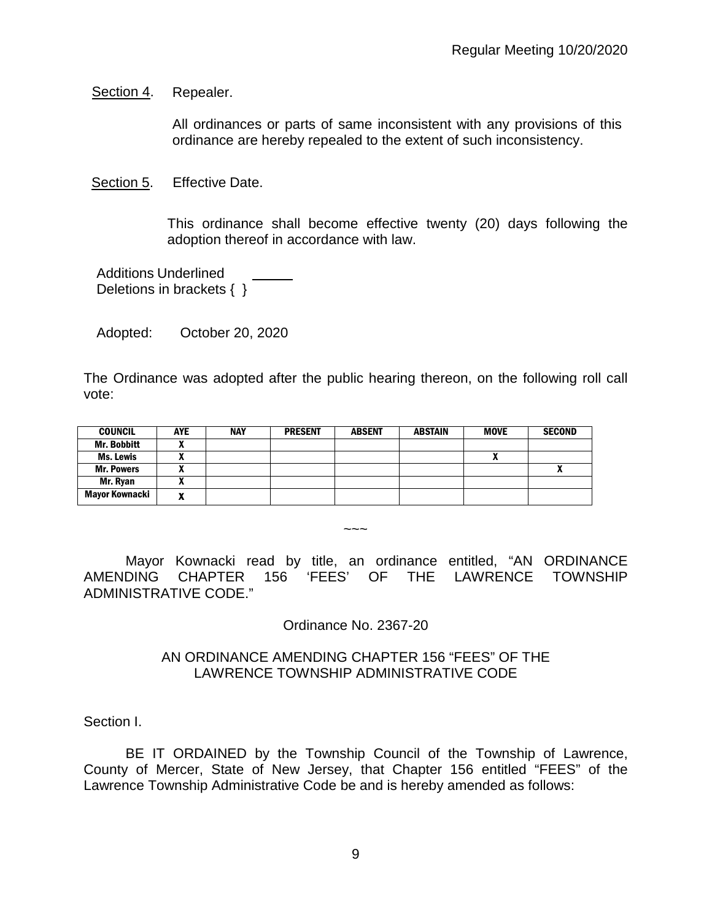Section 4. Repealer.

All ordinances or parts of same inconsistent with any provisions of this ordinance are hereby repealed to the extent of such inconsistency.

Section 5. Effective Date.

This ordinance shall become effective twenty (20) days following the adoption thereof in accordance with law.

Additions Underlined ______
Deletions in brackets { }

Adopted: October 20, 2020

The Ordinance was adopted after the public hearing thereon, on the following roll call vote:

| COUNCIL | AYE | NAY | PRESENT | ABSENT | ABSTAIN | MOVE | SECOND |
|---|---|---|---|---|---|---|---|
| Mr. Bobbitt | X | | | | | | |
| Ms. Lewis | X | | | | | X | |
| Mr. Powers | X | | | | | | X |
| Mr. Ryan | X | | | | | | |
| Mayor Kownacki | X | | | | | | |

~~~

Mayor Kownacki read by title, an ordinance entitled, "AN ORDINANCE AMENDING CHAPTER 156 'FEES' OF THE LAWRENCE TOWNSHIP ADMINISTRATIVE CODE."

Ordinance No. 2367-20

AN ORDINANCE AMENDING CHAPTER 156 "FEES" OF THE LAWRENCE TOWNSHIP ADMINISTRATIVE CODE

Section I.

BE IT ORDAINED by the Township Council of the Township of Lawrence, County of Mercer, State of New Jersey, that Chapter 156 entitled "FEES" of the Lawrence Township Administrative Code be and is hereby amended as follows: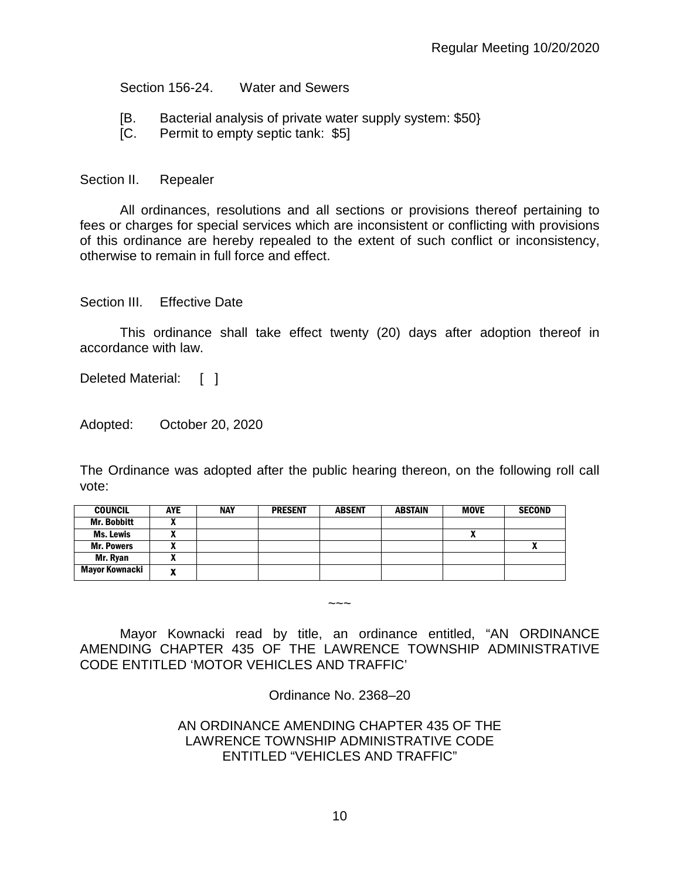Section 156-24. Water and Sewers

[B. Bacterial analysis of private water supply system: $50}
[C. Permit to empty septic tank: $5]

Section II. Repealer

All ordinances, resolutions and all sections or provisions thereof pertaining to fees or charges for special services which are inconsistent or conflicting with provisions of this ordinance are hereby repealed to the extent of such conflict or inconsistency, otherwise to remain in full force and effect.

Section III. Effective Date

This ordinance shall take effect twenty (20) days after adoption thereof in accordance with law.

Deleted Material: [ ]

Adopted: October 20, 2020

The Ordinance was adopted after the public hearing thereon, on the following roll call vote:

| COUNCIL | AYE | NAY | PRESENT | ABSENT | ABSTAIN | MOVE | SECOND |
|---|---|---|---|---|---|---|---|
| Mr. Bobbitt | X | | | | | | |
| Ms. Lewis | X | | | | | X | |
| Mr. Powers | X | | | | | | X |
| Mr. Ryan | X | | | | | | |
| Mayor Kownacki | X | | | | | | |

~~~

Mayor Kownacki read by title, an ordinance entitled, "AN ORDINANCE AMENDING CHAPTER 435 OF THE LAWRENCE TOWNSHIP ADMINISTRATIVE CODE ENTITLED 'MOTOR VEHICLES AND TRAFFIC'

Ordinance No. 2368–20

AN ORDINANCE AMENDING CHAPTER 435 OF THE LAWRENCE TOWNSHIP ADMINISTRATIVE CODE ENTITLED "VEHICLES AND TRAFFIC"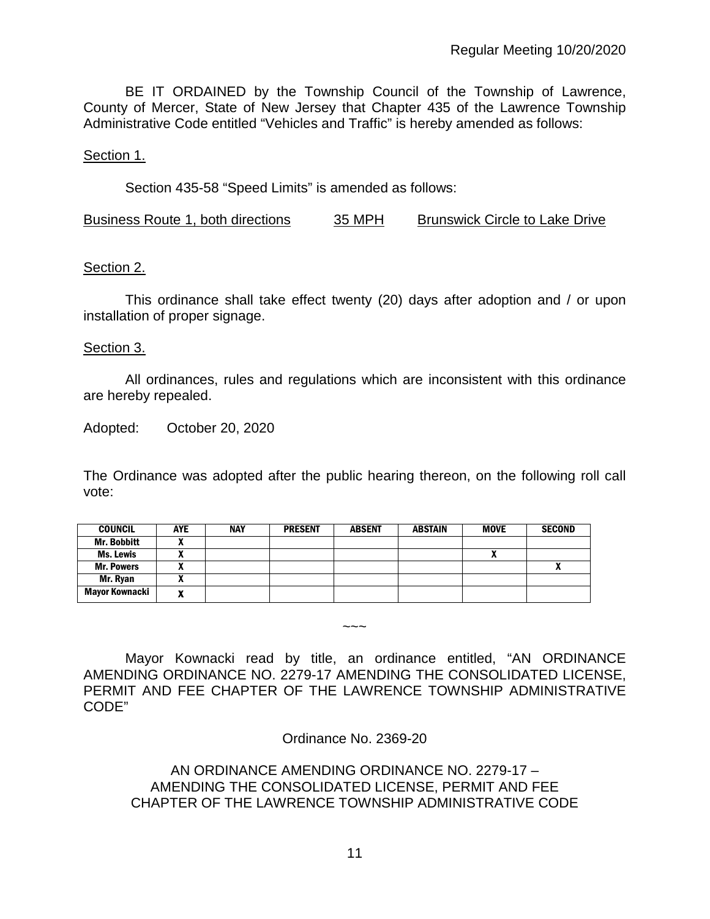BE IT ORDAINED by the Township Council of the Township of Lawrence, County of Mercer, State of New Jersey that Chapter 435 of the Lawrence Township Administrative Code entitled "Vehicles and Traffic" is hereby amended as follows:

Section 1.

Section 435-58 "Speed Limits" is amended as follows:

Business Route 1, both directions    35 MPH    Brunswick Circle to Lake Drive

Section 2.

This ordinance shall take effect twenty (20) days after adoption and / or upon installation of proper signage.

Section 3.

All ordinances, rules and regulations which are inconsistent with this ordinance are hereby repealed.

Adopted: October 20, 2020

The Ordinance was adopted after the public hearing thereon, on the following roll call vote:

| COUNCIL | AYE | NAY | PRESENT | ABSENT | ABSTAIN | MOVE | SECOND |
|---|---|---|---|---|---|---|---|
| Mr. Bobbitt | X | | | | | | |
| Ms. Lewis | X | | | | | X | |
| Mr. Powers | X | | | | | | X |
| Mr. Ryan | X | | | | | | |
| Mayor Kownacki | X | | | | | | |

~~~

Mayor Kownacki read by title, an ordinance entitled, "AN ORDINANCE AMENDING ORDINANCE NO. 2279-17 AMENDING THE CONSOLIDATED LICENSE, PERMIT AND FEE CHAPTER OF THE LAWRENCE TOWNSHIP ADMINISTRATIVE CODE"

Ordinance No. 2369-20

AN ORDINANCE AMENDING ORDINANCE NO. 2279-17 –
AMENDING THE CONSOLIDATED LICENSE, PERMIT AND FEE
CHAPTER OF THE LAWRENCE TOWNSHIP ADMINISTRATIVE CODE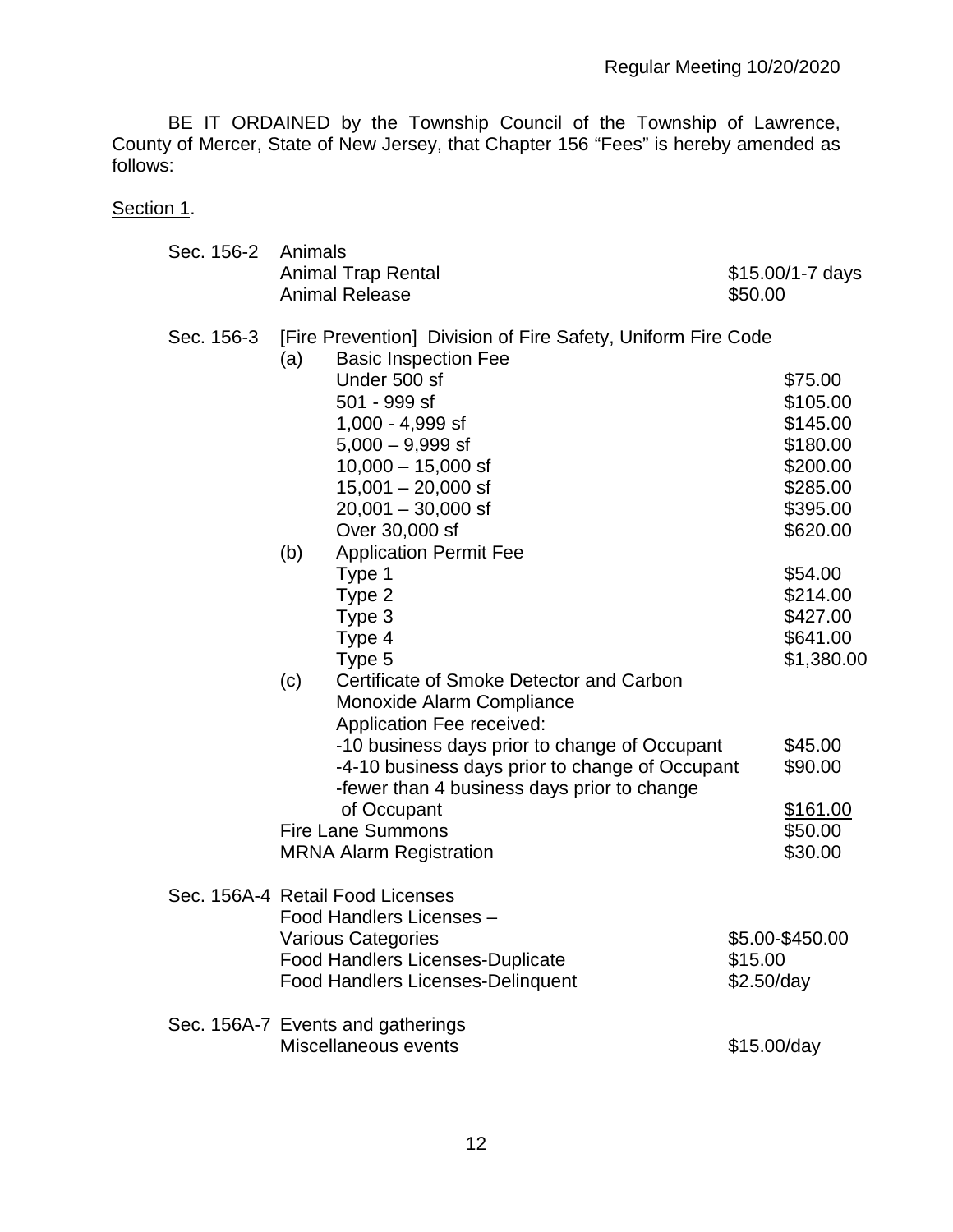BE IT ORDAINED by the Township Council of the Township of Lawrence, County of Mercer, State of New Jersey, that Chapter 156 "Fees" is hereby amended as follows:

<u>Section 1</u>.

| Section | Item | Fee |
|---|---|---|
| Sec. 156-2 | Animals | |
| | Animal Trap Rental | $15.00/1-7 days |
| | Animal Release | $50.00 |
| Sec. 156-3 | [Fire Prevention] Division of Fire Safety, Uniform Fire Code | |
| | (a) Basic Inspection Fee | |
| | Under 500 sf | $75.00 |
| | 501 - 999 sf | $105.00 |
| | 1,000 - 4,999 sf | $145.00 |
| | 5,000 – 9,999 sf | $180.00 |
| | 10,000 – 15,000 sf | $200.00 |
| | 15,001 – 20,000 sf | $285.00 |
| | 20,001 – 30,000 sf | $395.00 |
| | Over 30,000 sf | $620.00 |
| | (b) Application Permit Fee | |
| | Type 1 | $54.00 |
| | Type 2 | $214.00 |
| | Type 3 | $427.00 |
| | Type 4 | $641.00 |
| | Type 5 | $1,380.00 |
| | (c) Certificate of Smoke Detector and Carbon Monoxide Alarm Compliance Application Fee received: | |
| | -10 business days prior to change of Occupant | $45.00 |
| | -4-10 business days prior to change of Occupant | $90.00 |
| | -fewer than 4 business days prior to change of Occupant | <u>$161.00</u> |
| | Fire Lane Summons | $50.00 |
| | MRNA Alarm Registration | $30.00 |
| Sec. 156A-4 | Retail Food Licenses | |
| | Food Handlers Licenses – Various Categories | $5.00-$450.00 |
| | Food Handlers Licenses-Duplicate | $15.00 |
| | Food Handlers Licenses-Delinquent | $2.50/day |
| Sec. 156A-7 | Events and gatherings | |
| | Miscellaneous events | $15.00/day |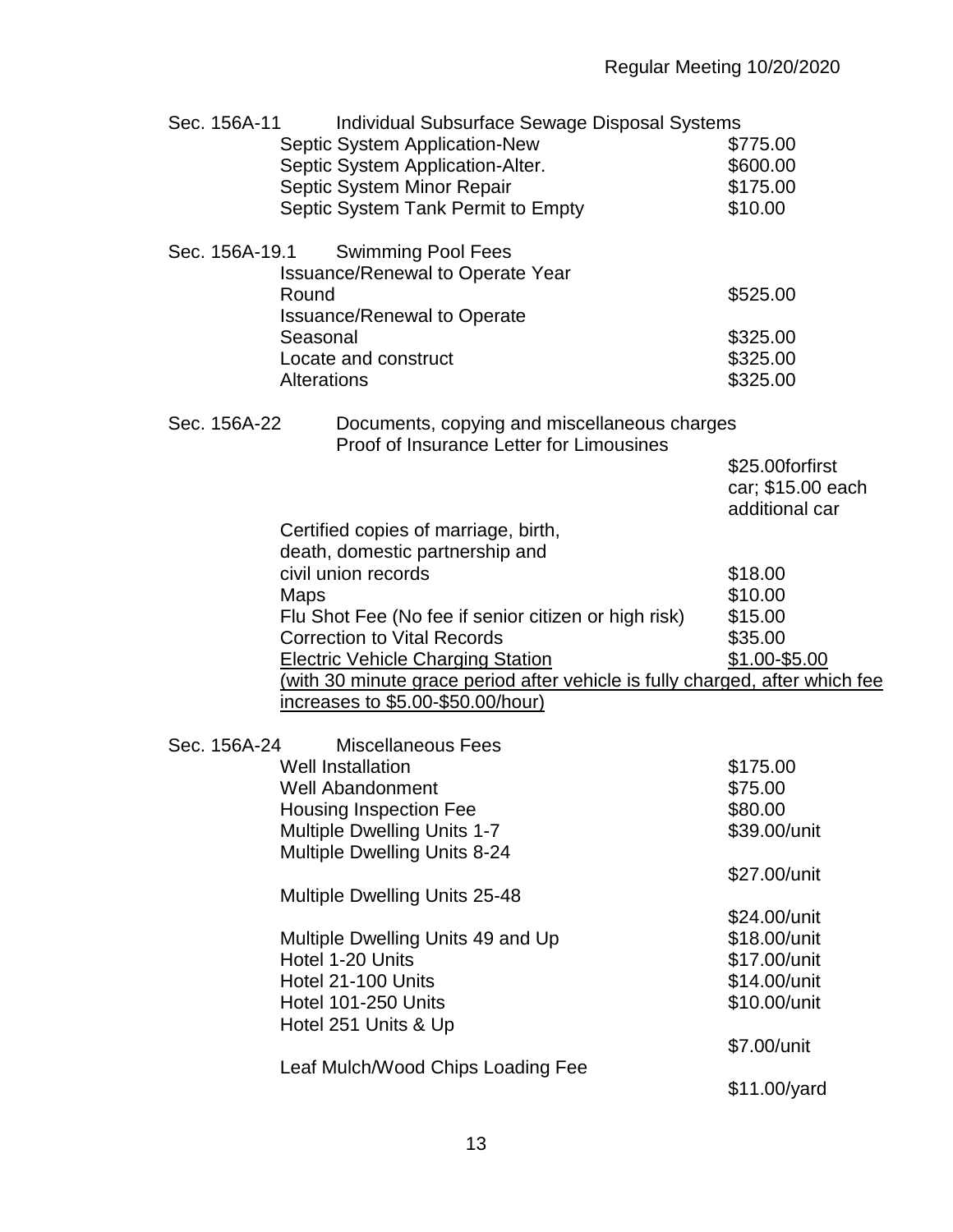Sec. 156A-11 Individual Subsurface Sewage Disposal Systems

| | |
|---|---|
| Septic System Application-New | $775.00 |
| Septic System Application-Alter. | $600.00 |
| Septic System Minor Repair | $175.00 |
| Septic System Tank Permit to Empty | $10.00 |

Sec. 156A-19.1 Swimming Pool Fees

| | |
|---|---|
| Issuance/Renewal to Operate Year Round | $525.00 |
| Issuance/Renewal to Operate Seasonal | $325.00 |
| Locate and construct | $325.00 |
| Alterations | $325.00 |

Sec. 156A-22 Documents, copying and miscellaneous charges

| | |
|---|---|
| Proof of Insurance Letter for Limousines | $25.00forfirst car; $15.00 each additional car |
| Certified copies of marriage, birth, death, domestic partnership and civil union records | $18.00 |
| Maps | $10.00 |
| Flu Shot Fee (No fee if senior citizen or high risk) | $15.00 |
| Correction to Vital Records | $35.00 |
| <u>Electric Vehicle Charging Station</u> | <u>$1.00-$5.00</u> |

<u>(with 30 minute grace period after vehicle is fully charged, after which fee increases to $5.00-$50.00/hour)</u>

Sec. 156A-24 Miscellaneous Fees

| | |
|---|---|
| Well Installation | $175.00 |
| Well Abandonment | $75.00 |
| Housing Inspection Fee | $80.00 |
| Multiple Dwelling Units 1-7 | $39.00/unit |
| Multiple Dwelling Units 8-24 | $27.00/unit |
| Multiple Dwelling Units 25-48 | $24.00/unit |
| Multiple Dwelling Units 49 and Up | $18.00/unit |
| Hotel 1-20 Units | $17.00/unit |
| Hotel 21-100 Units | $14.00/unit |
| Hotel 101-250 Units | $10.00/unit |
| Hotel 251 Units & Up | $7.00/unit |
| Leaf Mulch/Wood Chips Loading Fee | $11.00/yard |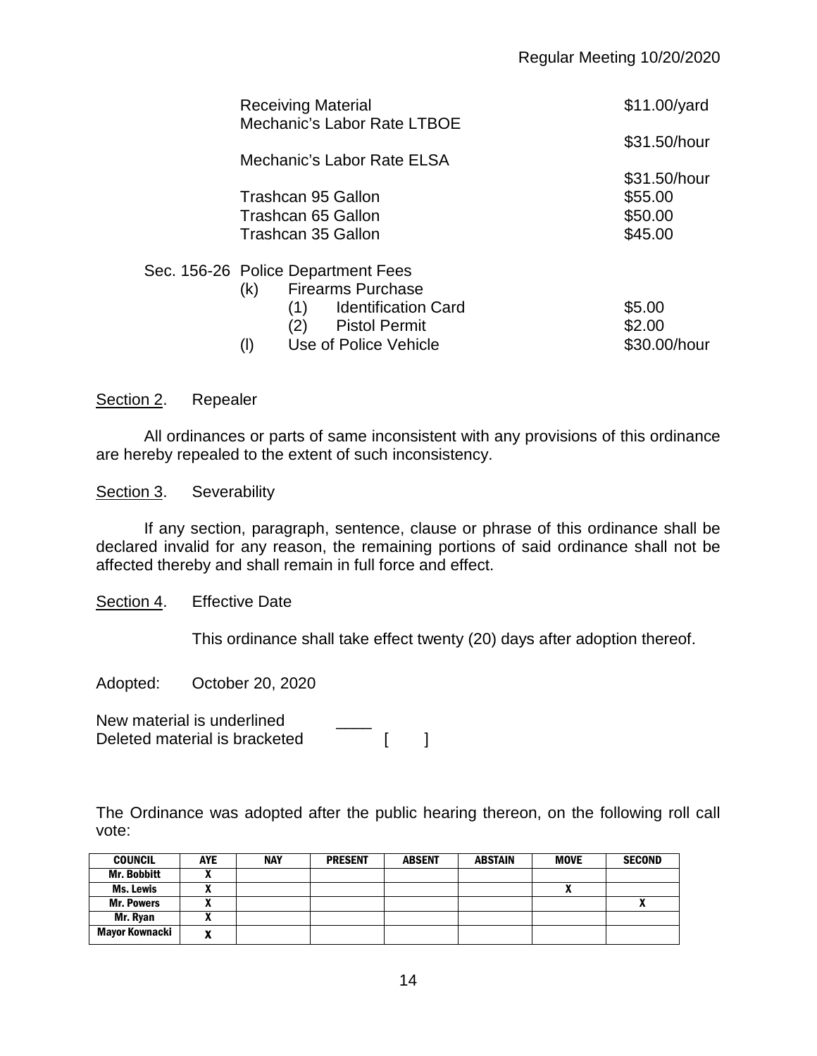| | |
|---|---|
| Receiving Material | $11.00/yard |
| Mechanic's Labor Rate LTBOE | $31.50/hour |
| Mechanic's Labor Rate ELSA | $31.50/hour |
| Trashcan 95 Gallon | $55.00 |
| Trashcan 65 Gallon | $50.00 |
| Trashcan 35 Gallon | $45.00 |

Sec. 156-26 Police Department Fees

(k) Firearms Purchase

(1) Identification Card — $5.00

(2) Pistol Permit — $2.00

(l) Use of Police Vehicle — $30.00/hour

Section 2. Repealer

All ordinances or parts of same inconsistent with any provisions of this ordinance are hereby repealed to the extent of such inconsistency.

Section 3. Severability

If any section, paragraph, sentence, clause or phrase of this ordinance shall be declared invalid for any reason, the remaining portions of said ordinance shall not be affected thereby and shall remain in full force and effect.

Section 4. Effective Date

This ordinance shall take effect twenty (20) days after adoption thereof.

Adopted: October 20, 2020

New material is underlined ____
Deleted material is bracketed [ ]

The Ordinance was adopted after the public hearing thereon, on the following roll call vote:

| COUNCIL | AYE | NAY | PRESENT | ABSENT | ABSTAIN | MOVE | SECOND |
|---|---|---|---|---|---|---|---|
| Mr. Bobbitt | X | | | | | | |
| Ms. Lewis | X | | | | | X | |
| Mr. Powers | X | | | | | | X |
| Mr. Ryan | X | | | | | | |
| Mayor Kownacki | X | | | | | | |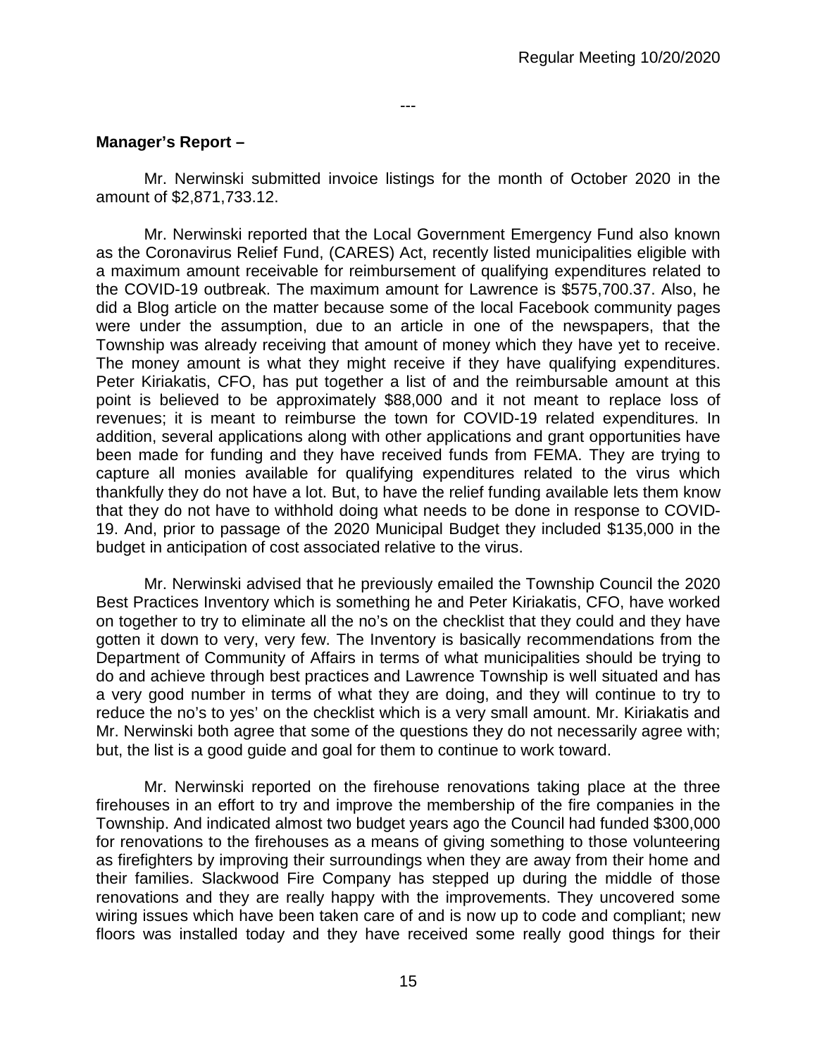---

**Manager's Report –**

Mr. Nerwinski submitted invoice listings for the month of October 2020 in the amount of $2,871,733.12.

Mr. Nerwinski reported that the Local Government Emergency Fund also known as the Coronavirus Relief Fund, (CARES) Act, recently listed municipalities eligible with a maximum amount receivable for reimbursement of qualifying expenditures related to the COVID-19 outbreak. The maximum amount for Lawrence is $575,700.37. Also, he did a Blog article on the matter because some of the local Facebook community pages were under the assumption, due to an article in one of the newspapers, that the Township was already receiving that amount of money which they have yet to receive. The money amount is what they might receive if they have qualifying expenditures. Peter Kiriakatis, CFO, has put together a list of and the reimbursable amount at this point is believed to be approximately $88,000 and it not meant to replace loss of revenues; it is meant to reimburse the town for COVID-19 related expenditures. In addition, several applications along with other applications and grant opportunities have been made for funding and they have received funds from FEMA. They are trying to capture all monies available for qualifying expenditures related to the virus which thankfully they do not have a lot. But, to have the relief funding available lets them know that they do not have to withhold doing what needs to be done in response to COVID-19. And, prior to passage of the 2020 Municipal Budget they included $135,000 in the budget in anticipation of cost associated relative to the virus.

Mr. Nerwinski advised that he previously emailed the Township Council the 2020 Best Practices Inventory which is something he and Peter Kiriakatis, CFO, have worked on together to try to eliminate all the no's on the checklist that they could and they have gotten it down to very, very few. The Inventory is basically recommendations from the Department of Community of Affairs in terms of what municipalities should be trying to do and achieve through best practices and Lawrence Township is well situated and has a very good number in terms of what they are doing, and they will continue to try to reduce the no's to yes' on the checklist which is a very small amount. Mr. Kiriakatis and Mr. Nerwinski both agree that some of the questions they do not necessarily agree with; but, the list is a good guide and goal for them to continue to work toward.

Mr. Nerwinski reported on the firehouse renovations taking place at the three firehouses in an effort to try and improve the membership of the fire companies in the Township. And indicated almost two budget years ago the Council had funded $300,000 for renovations to the firehouses as a means of giving something to those volunteering as firefighters by improving their surroundings when they are away from their home and their families. Slackwood Fire Company has stepped up during the middle of those renovations and they are really happy with the improvements. They uncovered some wiring issues which have been taken care of and is now up to code and compliant; new floors was installed today and they have received some really good things for their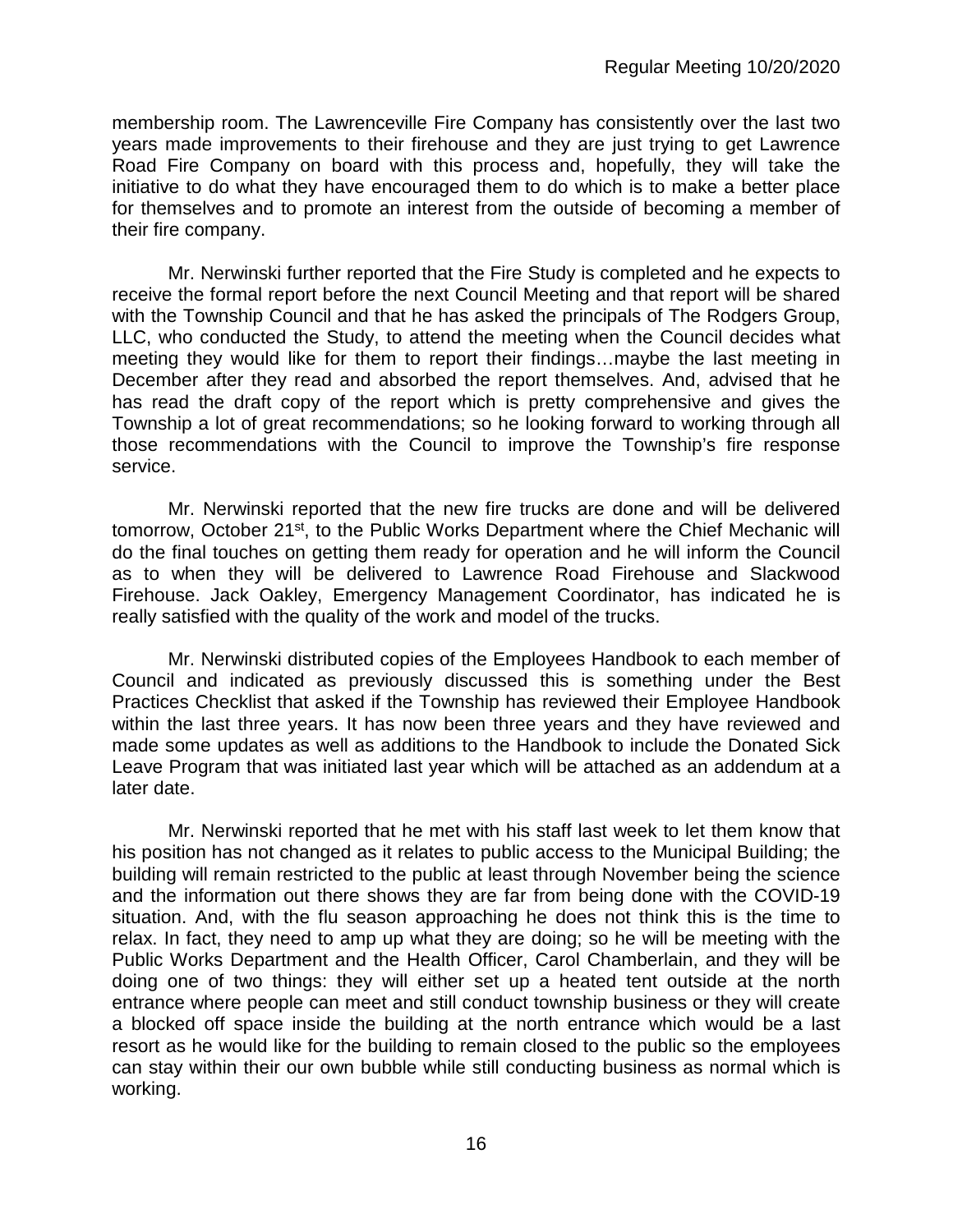membership room. The Lawrenceville Fire Company has consistently over the last two years made improvements to their firehouse and they are just trying to get Lawrence Road Fire Company on board with this process and, hopefully, they will take the initiative to do what they have encouraged them to do which is to make a better place for themselves and to promote an interest from the outside of becoming a member of their fire company.

Mr. Nerwinski further reported that the Fire Study is completed and he expects to receive the formal report before the next Council Meeting and that report will be shared with the Township Council and that he has asked the principals of The Rodgers Group, LLC, who conducted the Study, to attend the meeting when the Council decides what meeting they would like for them to report their findings…maybe the last meeting in December after they read and absorbed the report themselves. And, advised that he has read the draft copy of the report which is pretty comprehensive and gives the Township a lot of great recommendations; so he looking forward to working through all those recommendations with the Council to improve the Township's fire response service.

Mr. Nerwinski reported that the new fire trucks are done and will be delivered tomorrow, October 21st, to the Public Works Department where the Chief Mechanic will do the final touches on getting them ready for operation and he will inform the Council as to when they will be delivered to Lawrence Road Firehouse and Slackwood Firehouse. Jack Oakley, Emergency Management Coordinator, has indicated he is really satisfied with the quality of the work and model of the trucks.

Mr. Nerwinski distributed copies of the Employees Handbook to each member of Council and indicated as previously discussed this is something under the Best Practices Checklist that asked if the Township has reviewed their Employee Handbook within the last three years. It has now been three years and they have reviewed and made some updates as well as additions to the Handbook to include the Donated Sick Leave Program that was initiated last year which will be attached as an addendum at a later date.

Mr. Nerwinski reported that he met with his staff last week to let them know that his position has not changed as it relates to public access to the Municipal Building; the building will remain restricted to the public at least through November being the science and the information out there shows they are far from being done with the COVID-19 situation. And, with the flu season approaching he does not think this is the time to relax. In fact, they need to amp up what they are doing; so he will be meeting with the Public Works Department and the Health Officer, Carol Chamberlain, and they will be doing one of two things: they will either set up a heated tent outside at the north entrance where people can meet and still conduct township business or they will create a blocked off space inside the building at the north entrance which would be a last resort as he would like for the building to remain closed to the public so the employees can stay within their our own bubble while still conducting business as normal which is working.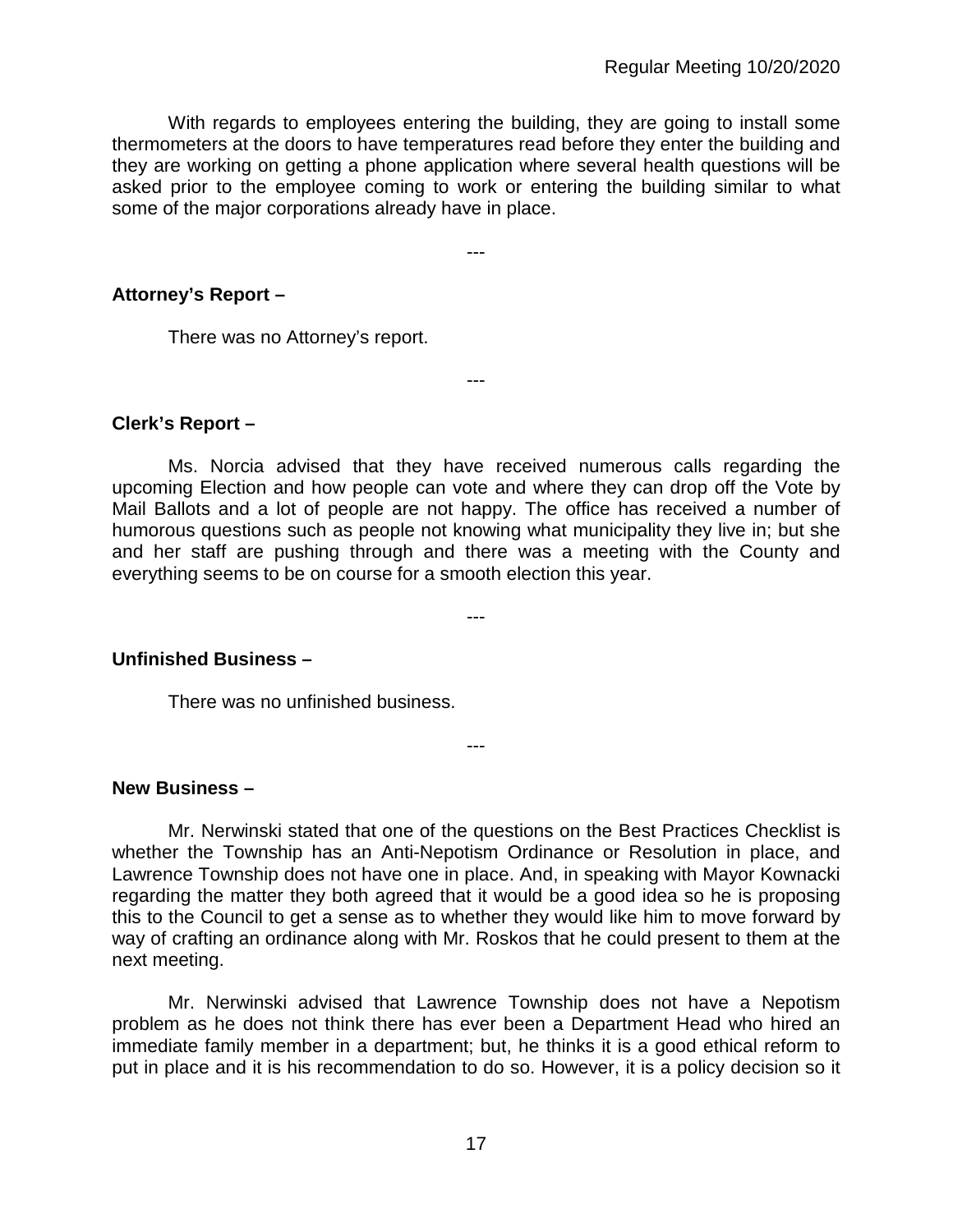With regards to employees entering the building, they are going to install some thermometers at the doors to have temperatures read before they enter the building and they are working on getting a phone application where several health questions will be asked prior to the employee coming to work or entering the building similar to what some of the major corporations already have in place.

---

**Attorney's Report –**

There was no Attorney's report.

---

**Clerk's Report –**

Ms. Norcia advised that they have received numerous calls regarding the upcoming Election and how people can vote and where they can drop off the Vote by Mail Ballots and a lot of people are not happy. The office has received a number of humorous questions such as people not knowing what municipality they live in; but she and her staff are pushing through and there was a meeting with the County and everything seems to be on course for a smooth election this year.

---

**Unfinished Business –**

There was no unfinished business.

---

**New Business –**

Mr. Nerwinski stated that one of the questions on the Best Practices Checklist is whether the Township has an Anti-Nepotism Ordinance or Resolution in place, and Lawrence Township does not have one in place. And, in speaking with Mayor Kownacki regarding the matter they both agreed that it would be a good idea so he is proposing this to the Council to get a sense as to whether they would like him to move forward by way of crafting an ordinance along with Mr. Roskos that he could present to them at the next meeting.

Mr. Nerwinski advised that Lawrence Township does not have a Nepotism problem as he does not think there has ever been a Department Head who hired an immediate family member in a department; but, he thinks it is a good ethical reform to put in place and it is his recommendation to do so. However, it is a policy decision so it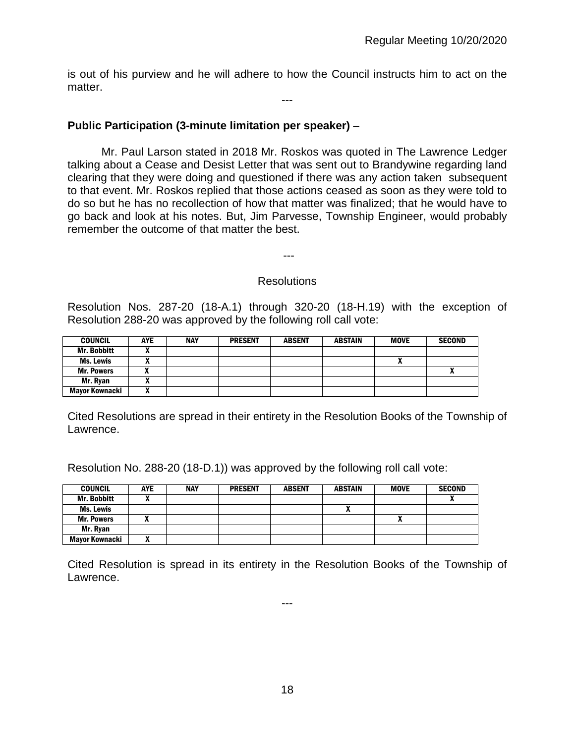is out of his purview and he will adhere to how the Council instructs him to act on the matter.

---

**Public Participation (3-minute limitation per speaker)** –

Mr. Paul Larson stated in 2018 Mr. Roskos was quoted in The Lawrence Ledger talking about a Cease and Desist Letter that was sent out to Brandywine regarding land clearing that they were doing and questioned if there was any action taken subsequent to that event. Mr. Roskos replied that those actions ceased as soon as they were told to do so but he has no recollection of how that matter was finalized; that he would have to go back and look at his notes. But, Jim Parvesse, Township Engineer, would probably remember the outcome of that matter the best.

---

Resolutions

Resolution Nos. 287-20 (18-A.1) through 320-20 (18-H.19) with the exception of Resolution 288-20 was approved by the following roll call vote:

| COUNCIL | AYE | NAY | PRESENT | ABSENT | ABSTAIN | MOVE | SECOND |
|---|---|---|---|---|---|---|---|
| Mr. Bobbitt | X | | | | | | |
| Ms. Lewis | X | | | | | X | |
| Mr. Powers | X | | | | | | X |
| Mr. Ryan | X | | | | | | |
| Mayor Kownacki | X | | | | | | |

Cited Resolutions are spread in their entirety in the Resolution Books of the Township of Lawrence.

Resolution No. 288-20 (18-D.1)) was approved by the following roll call vote:

| COUNCIL | AYE | NAY | PRESENT | ABSENT | ABSTAIN | MOVE | SECOND |
|---|---|---|---|---|---|---|---|
| Mr. Bobbitt | X | | | | | | X |
| Ms. Lewis | | | | | X | | |
| Mr. Powers | X | | | | | X | |
| Mr. Ryan | | | | | | | |
| Mayor Kownacki | X | | | | | | |

Cited Resolution is spread in its entirety in the Resolution Books of the Township of Lawrence.

---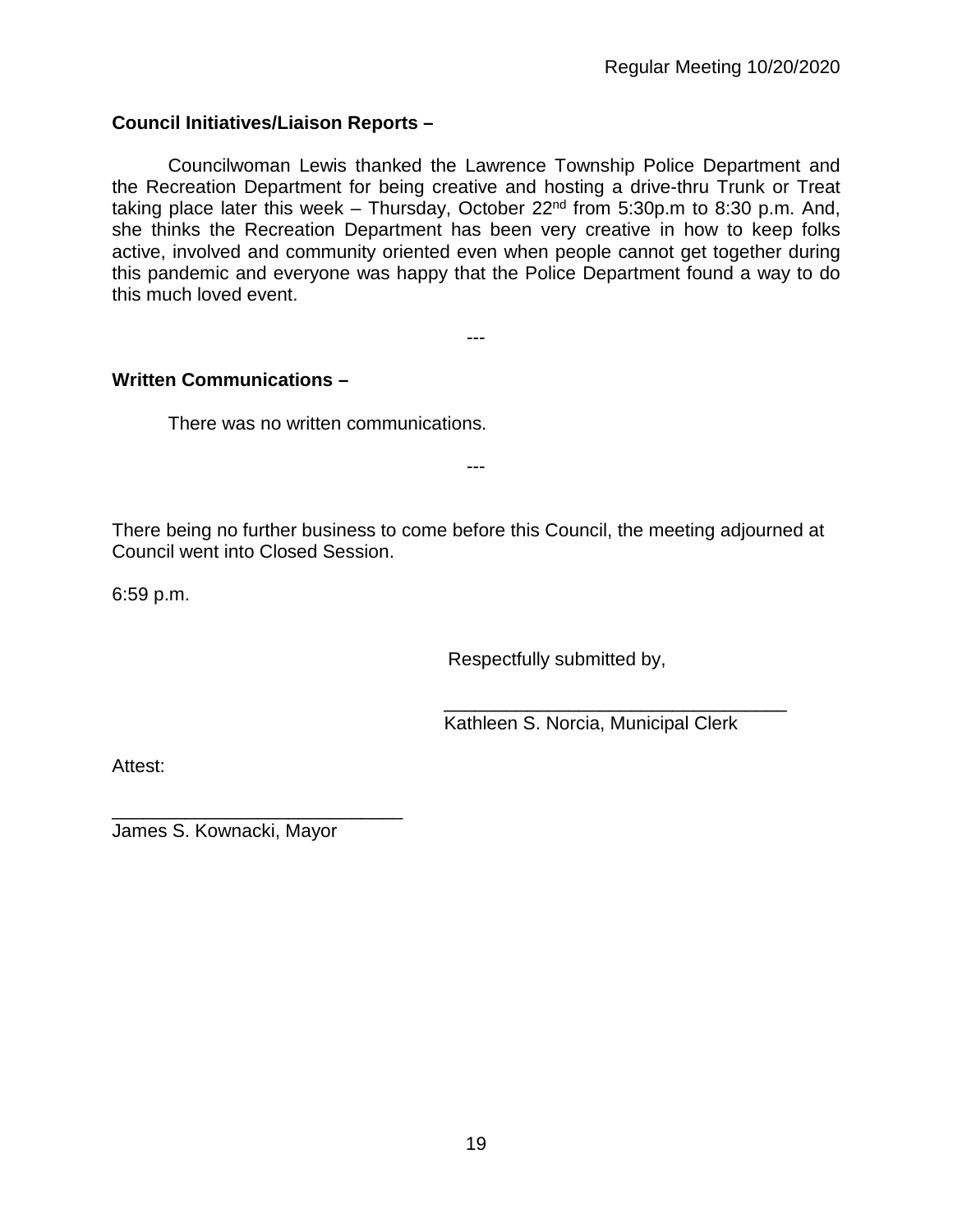**Council Initiatives/Liaison Reports –**

Councilwoman Lewis thanked the Lawrence Township Police Department and the Recreation Department for being creative and hosting a drive-thru Trunk or Treat taking place later this week – Thursday, October 22nd from 5:30p.m to 8:30 p.m. And, she thinks the Recreation Department has been very creative in how to keep folks active, involved and community oriented even when people cannot get together during this pandemic and everyone was happy that the Police Department found a way to do this much loved event.

---

**Written Communications –**

There was no written communications.

---

There being no further business to come before this Council, the meeting adjourned at Council went into Closed Session.

6:59 p.m.

Respectfully submitted by,

_________________________________
Kathleen S. Norcia, Municipal Clerk

Attest:

____________________________
James S. Kownacki, Mayor